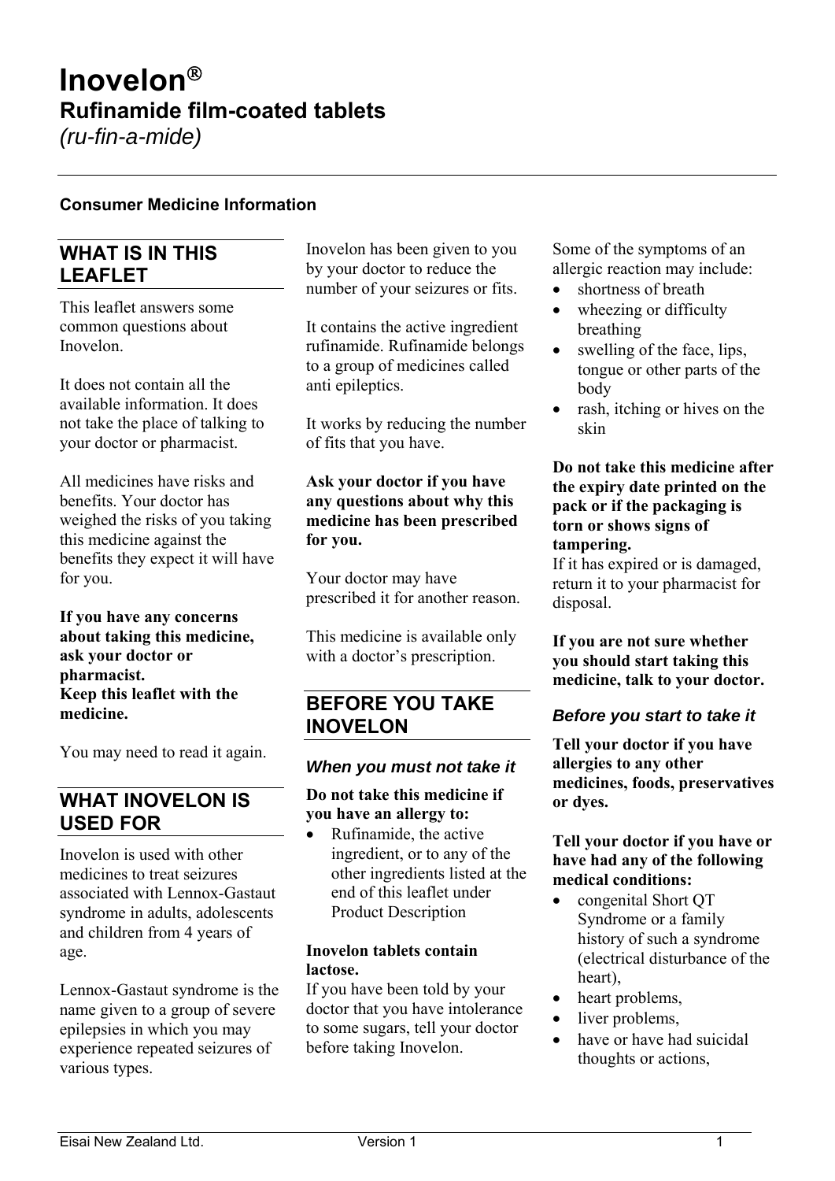# Inovelon®

## Rufinamide film-coated tablets

*(ru-fin-a-mide)*

---

**Consumer Medicine Information**

## WHAT IS IN THIS LEAFLET

This leaflet answers some common questions about Inovelon.

It does not contain all the available information. It does not take the place of talking to your doctor or pharmacist.

All medicines have risks and benefits. Your doctor has weighed the risks of you taking this medicine against the benefits they expect it will have for you.

**If you have any concerns about taking this medicine, ask your doctor or pharmacist.**
**Keep this leaflet with the medicine.**

You may need to read it again.

## WHAT INOVELON IS USED FOR

Inovelon is used with other medicines to treat seizures associated with Lennox-Gastaut syndrome in adults, adolescents and children from 4 years of age.

Lennox-Gastaut syndrome is the name given to a group of severe epilepsies in which you may experience repeated seizures of various types.

Inovelon has been given to you by your doctor to reduce the number of your seizures or fits.

It contains the active ingredient rufinamide. Rufinamide belongs to a group of medicines called anti epileptics.

It works by reducing the number of fits that you have.

**Ask your doctor if you have any questions about why this medicine has been prescribed for you.**

Your doctor may have prescribed it for another reason.

This medicine is available only with a doctor's prescription.

## BEFORE YOU TAKE INOVELON

### *When you must not take it*

**Do not take this medicine if you have an allergy to:**

- Rufinamide, the active ingredient, or to any of the other ingredients listed at the end of this leaflet under Product Description

**Inovelon tablets contain lactose.**
If you have been told by your doctor that you have intolerance to some sugars, tell your doctor before taking Inovelon.

Some of the symptoms of an allergic reaction may include:

- shortness of breath
- wheezing or difficulty breathing
- swelling of the face, lips, tongue or other parts of the body
- rash, itching or hives on the skin

**Do not take this medicine after the expiry date printed on the pack or if the packaging is torn or shows signs of tampering.**
If it has expired or is damaged, return it to your pharmacist for disposal.

**If you are not sure whether you should start taking this medicine, talk to your doctor.**

### *Before you start to take it*

**Tell your doctor if you have allergies to any other medicines, foods, preservatives or dyes.**

**Tell your doctor if you have or have had any of the following medical conditions:**

- congenital Short QT Syndrome or a family history of such a syndrome (electrical disturbance of the heart),
- heart problems,
- liver problems,
- have or have had suicidal thoughts or actions,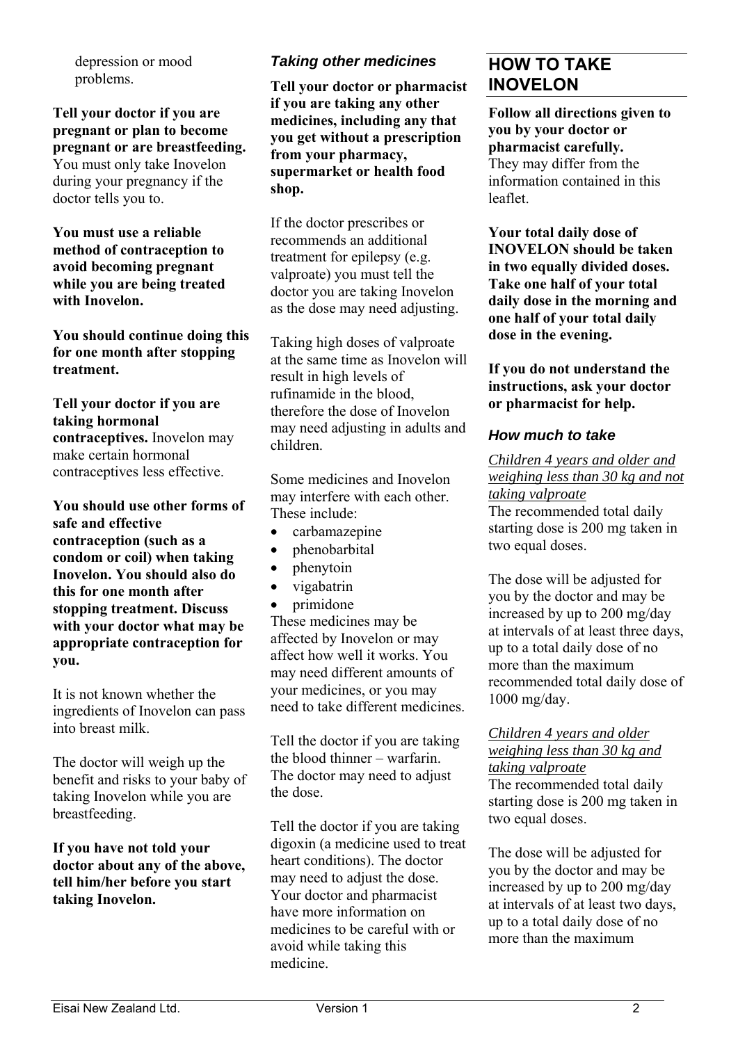depression or mood problems.

**Tell your doctor if you are pregnant or plan to become pregnant or are breastfeeding.** You must only take Inovelon during your pregnancy if the doctor tells you to.

**You must use a reliable method of contraception to avoid becoming pregnant while you are being treated with Inovelon.**

**You should continue doing this for one month after stopping treatment.**

**Tell your doctor if you are taking hormonal contraceptives.** Inovelon may make certain hormonal contraceptives less effective.

**You should use other forms of safe and effective contraception (such as a condom or coil) when taking Inovelon. You should also do this for one month after stopping treatment. Discuss with your doctor what may be appropriate contraception for you.**

It is not known whether the ingredients of Inovelon can pass into breast milk.

The doctor will weigh up the benefit and risks to your baby of taking Inovelon while you are breastfeeding.

**If you have not told your doctor about any of the above, tell him/her before you start taking Inovelon.**

### *Taking other medicines*

**Tell your doctor or pharmacist if you are taking any other medicines, including any that you get without a prescription from your pharmacy, supermarket or health food shop.**

If the doctor prescribes or recommends an additional treatment for epilepsy (e.g. valproate) you must tell the doctor you are taking Inovelon as the dose may need adjusting.

Taking high doses of valproate at the same time as Inovelon will result in high levels of rufinamide in the blood, therefore the dose of Inovelon may need adjusting in adults and children.

Some medicines and Inovelon may interfere with each other. These include:

- carbamazepine
- phenobarbital
- phenytoin
- vigabatrin
- primidone

These medicines may be affected by Inovelon or may affect how well it works. You may need different amounts of your medicines, or you may need to take different medicines.

Tell the doctor if you are taking the blood thinner – warfarin. The doctor may need to adjust the dose.

Tell the doctor if you are taking digoxin (a medicine used to treat heart conditions). The doctor may need to adjust the dose. Your doctor and pharmacist have more information on medicines to be careful with or avoid while taking this medicine.

## HOW TO TAKE INOVELON

**Follow all directions given to you by your doctor or pharmacist carefully.**
They may differ from the information contained in this leaflet.

**Your total daily dose of INOVELON should be taken in two equally divided doses. Take one half of your total daily dose in the morning and one half of your total daily dose in the evening.**

**If you do not understand the instructions, ask your doctor or pharmacist for help.**

### *How much to take*

<u>*Children 4 years and older and weighing less than 30 kg and not taking valproate*</u>
The recommended total daily starting dose is 200 mg taken in two equal doses.

The dose will be adjusted for you by the doctor and may be increased by up to 200 mg/day at intervals of at least three days, up to a total daily dose of no more than the maximum recommended total daily dose of 1000 mg/day.

<u>*Children 4 years and older weighing less than 30 kg and taking valproate*</u>
The recommended total daily starting dose is 200 mg taken in two equal doses.

The dose will be adjusted for you by the doctor and may be increased by up to 200 mg/day at intervals of at least two days, up to a total daily dose of no more than the maximum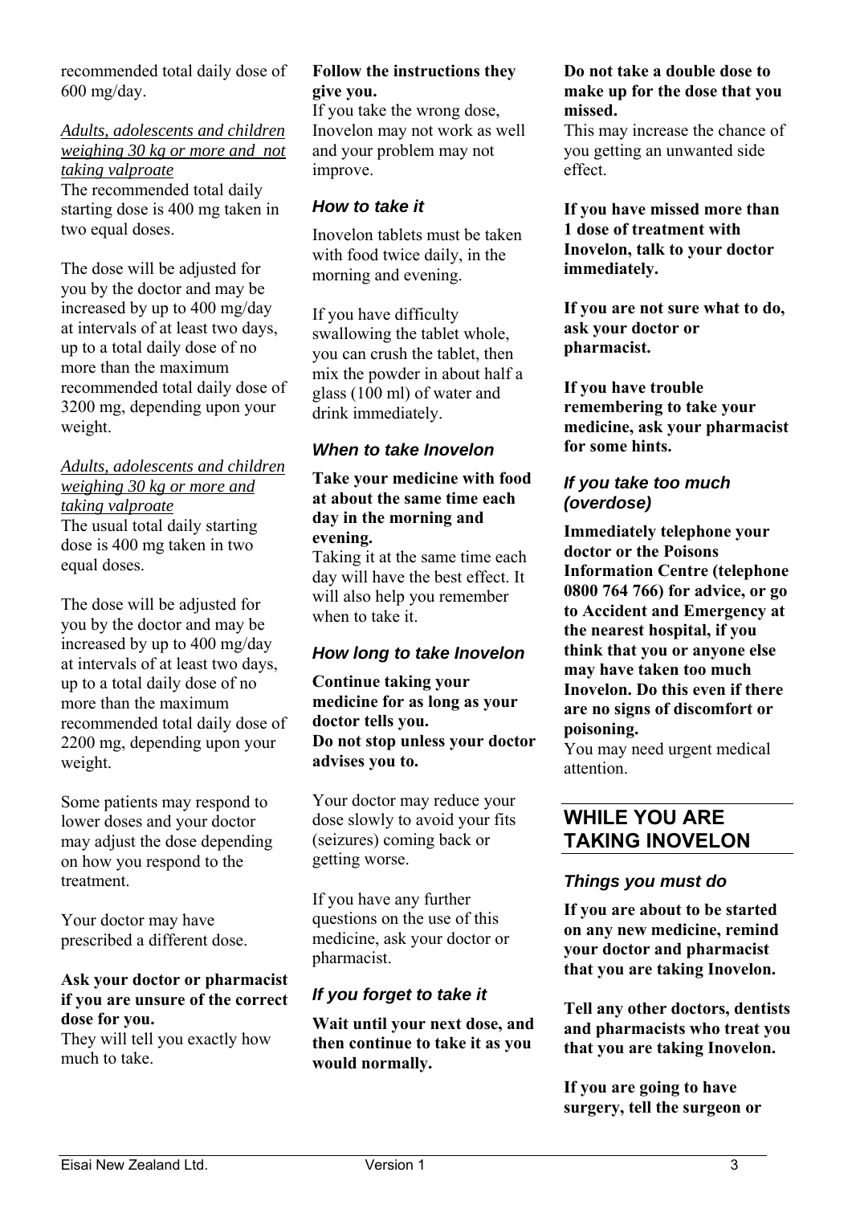recommended total daily dose of 600 mg/day.

*Adults, adolescents and children weighing 30 kg or more and not taking valproate*

The recommended total daily starting dose is 400 mg taken in two equal doses.

The dose will be adjusted for you by the doctor and may be increased by up to 400 mg/day at intervals of at least two days, up to a total daily dose of no more than the maximum recommended total daily dose of 3200 mg, depending upon your weight.

*Adults, adolescents and children weighing 30 kg or more and taking valproate*

The usual total daily starting dose is 400 mg taken in two equal doses.

The dose will be adjusted for you by the doctor and may be increased by up to 400 mg/day at intervals of at least two days, up to a total daily dose of no more than the maximum recommended total daily dose of 2200 mg, depending upon your weight.

Some patients may respond to lower doses and your doctor may adjust the dose depending on how you respond to the treatment.

Your doctor may have prescribed a different dose.

**Ask your doctor or pharmacist if you are unsure of the correct dose for you.**

They will tell you exactly how much to take.

**Follow the instructions they give you.**

If you take the wrong dose, Inovelon may not work as well and your problem may not improve.

### *How to take it*

Inovelon tablets must be taken with food twice daily, in the morning and evening.

If you have difficulty swallowing the tablet whole, you can crush the tablet, then mix the powder in about half a glass (100 ml) of water and drink immediately.

### *When to take Inovelon*

**Take your medicine with food at about the same time each day in the morning and evening.**

Taking it at the same time each day will have the best effect. It will also help you remember when to take it.

### *How long to take Inovelon*

**Continue taking your medicine for as long as your doctor tells you.**

**Do not stop unless your doctor advises you to.**

Your doctor may reduce your dose slowly to avoid your fits (seizures) coming back or getting worse.

If you have any further questions on the use of this medicine, ask your doctor or pharmacist.

### *If you forget to take it*

**Wait until your next dose, and then continue to take it as you would normally.**

**Do not take a double dose to make up for the dose that you missed.**

This may increase the chance of you getting an unwanted side effect.

**If you have missed more than 1 dose of treatment with Inovelon, talk to your doctor immediately.**

**If you are not sure what to do, ask your doctor or pharmacist.**

**If you have trouble remembering to take your medicine, ask your pharmacist for some hints.**

### *If you take too much (overdose)*

**Immediately telephone your doctor or the Poisons Information Centre (telephone 0800 764 766) for advice, or go to Accident and Emergency at the nearest hospital, if you think that you or anyone else may have taken too much Inovelon. Do this even if there are no signs of discomfort or poisoning.**

You may need urgent medical attention.

## WHILE YOU ARE TAKING INOVELON

### *Things you must do*

**If you are about to be started on any new medicine, remind your doctor and pharmacist that you are taking Inovelon.**

**Tell any other doctors, dentists and pharmacists who treat you that you are taking Inovelon.**

**If you are going to have surgery, tell the surgeon or**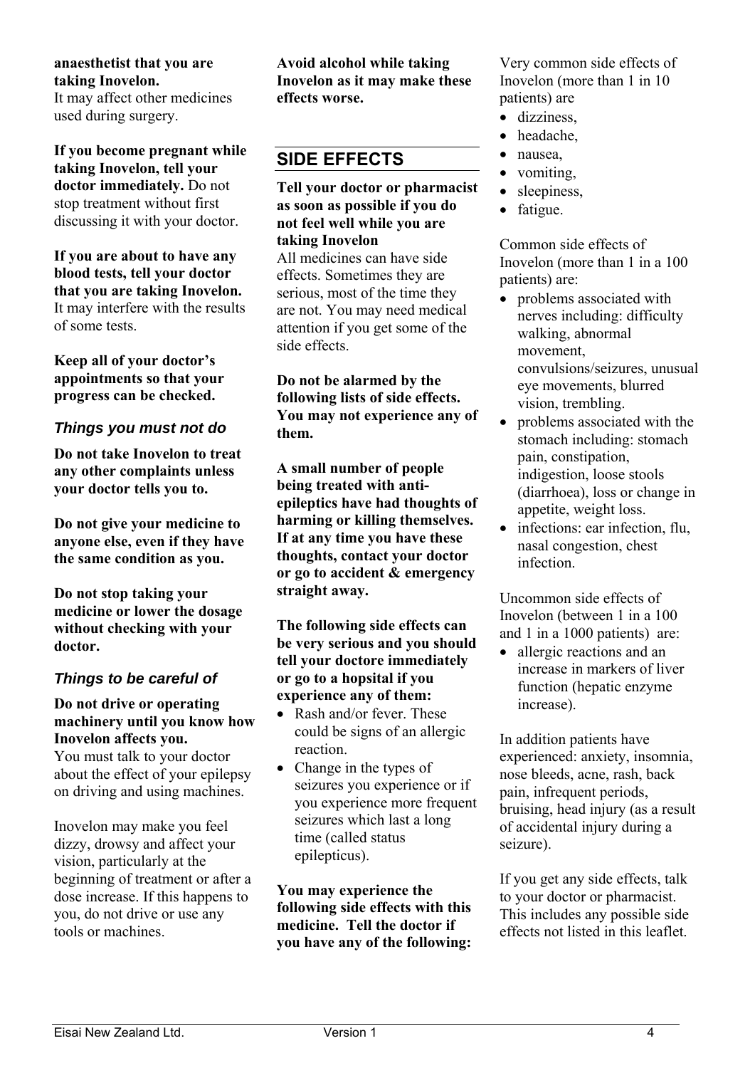**anaesthetist that you are taking Inovelon.**
It may affect other medicines used during surgery.

**If you become pregnant while taking Inovelon, tell your doctor immediately.** Do not stop treatment without first discussing it with your doctor.

**If you are about to have any blood tests, tell your doctor that you are taking Inovelon.** It may interfere with the results of some tests.

**Keep all of your doctor's appointments so that your progress can be checked.**

### *Things you must not do*

**Do not take Inovelon to treat any other complaints unless your doctor tells you to.**

**Do not give your medicine to anyone else, even if they have the same condition as you.**

**Do not stop taking your medicine or lower the dosage without checking with your doctor.**

### *Things to be careful of*

**Do not drive or operating machinery until you know how Inovelon affects you.**
You must talk to your doctor about the effect of your epilepsy on driving and using machines.

Inovelon may make you feel dizzy, drowsy and affect your vision, particularly at the beginning of treatment or after a dose increase. If this happens to you, do not drive or use any tools or machines.

**Avoid alcohol while taking Inovelon as it may make these effects worse.**

## SIDE EFFECTS

**Tell your doctor or pharmacist as soon as possible if you do not feel well while you are taking Inovelon**
All medicines can have side effects. Sometimes they are serious, most of the time they are not. You may need medical attention if you get some of the side effects.

**Do not be alarmed by the following lists of side effects. You may not experience any of them.**

**A small number of people being treated with anti-epileptics have had thoughts of harming or killing themselves. If at any time you have these thoughts, contact your doctor or go to accident & emergency straight away.**

**The following side effects can be very serious and you should tell your doctore immediately or go to a hopsital if you experience any of them:**

- Rash and/or fever. These could be signs of an allergic reaction.
- Change in the types of seizures you experience or if you experience more frequent seizures which last a long time (called status epilepticus).

**You may experience the following side effects with this medicine. Tell the doctor if you have any of the following:**

Very common side effects of Inovelon (more than 1 in 10 patients) are

- dizziness,
- headache,
- nausea,
- vomiting,
- sleepiness,
- fatigue.

Common side effects of Inovelon (more than 1 in a 100 patients) are:

- problems associated with nerves including: difficulty walking, abnormal movement, convulsions/seizures, unusual eye movements, blurred vision, trembling.
- problems associated with the stomach including: stomach pain, constipation, indigestion, loose stools (diarrhoea), loss or change in appetite, weight loss.
- infections: ear infection, flu, nasal congestion, chest infection.

Uncommon side effects of Inovelon (between 1 in a 100 and 1 in a 1000 patients) are:

- allergic reactions and an increase in markers of liver function (hepatic enzyme increase).

In addition patients have experienced: anxiety, insomnia, nose bleeds, acne, rash, back pain, infrequent periods, bruising, head injury (as a result of accidental injury during a seizure).

If you get any side effects, talk to your doctor or pharmacist. This includes any possible side effects not listed in this leaflet.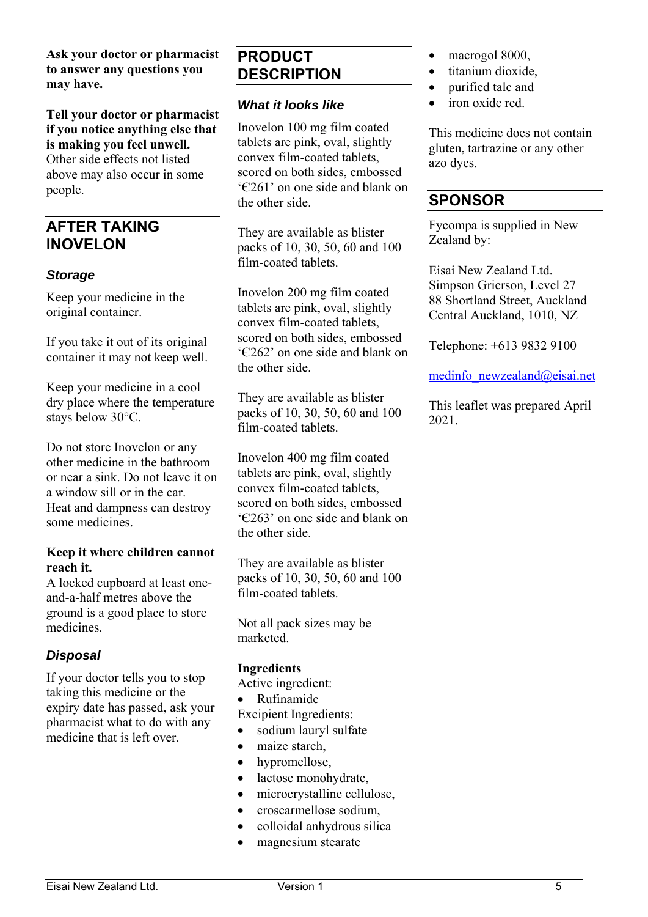**Ask your doctor or pharmacist to answer any questions you may have.**

**Tell your doctor or pharmacist if you notice anything else that is making you feel unwell.** Other side effects not listed above may also occur in some people.

## AFTER TAKING INOVELON

### *Storage*

Keep your medicine in the original container.

If you take it out of its original container it may not keep well.

Keep your medicine in a cool dry place where the temperature stays below 30°C.

Do not store Inovelon or any other medicine in the bathroom or near a sink. Do not leave it on a window sill or in the car. Heat and dampness can destroy some medicines.

**Keep it where children cannot reach it.**
A locked cupboard at least one-and-a-half metres above the ground is a good place to store medicines.

### *Disposal*

If your doctor tells you to stop taking this medicine or the expiry date has passed, ask your pharmacist what to do with any medicine that is left over.

## PRODUCT DESCRIPTION

### *What it looks like*

Inovelon 100 mg film coated tablets are pink, oval, slightly convex film-coated tablets, scored on both sides, embossed '€261' on one side and blank on the other side.

They are available as blister packs of 10, 30, 50, 60 and 100 film-coated tablets.

Inovelon 200 mg film coated tablets are pink, oval, slightly convex film-coated tablets, scored on both sides, embossed '€262' on one side and blank on the other side.

They are available as blister packs of 10, 30, 50, 60 and 100 film-coated tablets.

Inovelon 400 mg film coated tablets are pink, oval, slightly convex film-coated tablets, scored on both sides, embossed '€263' on one side and blank on the other side.

They are available as blister packs of 10, 30, 50, 60 and 100 film-coated tablets.

Not all pack sizes may be marketed.

**Ingredients**
Active ingredient:

- Rufinamide

Excipient Ingredients:

- sodium lauryl sulfate
- maize starch,
- hypromellose,
- lactose monohydrate,
- microcrystalline cellulose,
- croscarmellose sodium,
- colloidal anhydrous silica
- magnesium stearate
- macrogol 8000,
- titanium dioxide,
- purified talc and
- iron oxide red.

This medicine does not contain gluten, tartrazine or any other azo dyes.

## SPONSOR

Fycompa is supplied in New Zealand by:

Eisai New Zealand Ltd.
Simpson Grierson, Level 27
88 Shortland Street, Auckland
Central Auckland, 1010, NZ

Telephone: +613 9832 9100

medinfo_newzealand@eisai.net

This leaflet was prepared April 2021.